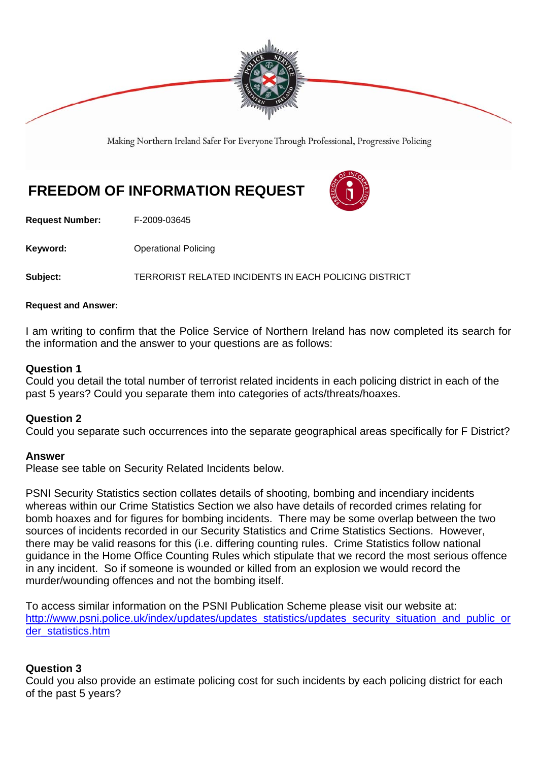Making Northern Ireland Safer For Everyone Through Professional, Progressive Policing

# FREEDOM OF INFORMATION REQUEST

**Request Number:** F-2009-03645

**Keyword:** Operational Policing

**Subject:** TERRORIST RELATED INCIDENTS IN EACH POLICING DISTRICT

**Request and Answer:**

I am writing to confirm that the Police Service of Northern Ireland has now completed its search for the information and the answer to your questions are as follows:

**Question 1**
Could you detail the total number of terrorist related incidents in each policing district in each of the past 5 years? Could you separate them into categories of acts/threats/hoaxes.

**Question 2**
Could you separate such occurrences into the separate geographical areas specifically for F District?

**Answer**
Please see table on Security Related Incidents below.

PSNI Security Statistics section collates details of shooting, bombing and incendiary incidents whereas within our Crime Statistics Section we also have details of recorded crimes relating for bomb hoaxes and for figures for bombing incidents. There may be some overlap between the two sources of incidents recorded in our Security Statistics and Crime Statistics Sections. However, there may be valid reasons for this (i.e. differing counting rules. Crime Statistics follow national guidance in the Home Office Counting Rules which stipulate that we record the most serious offence in any incident. So if someone is wounded or killed from an explosion we would record the murder/wounding offences and not the bombing itself.

To access similar information on the PSNI Publication Scheme please visit our website at:
http://www.psni.police.uk/index/updates/updates_statistics/updates_security_situation_and_public_order_statistics.htm

**Question 3**
Could you also provide an estimate policing cost for such incidents by each policing district for each of the past 5 years?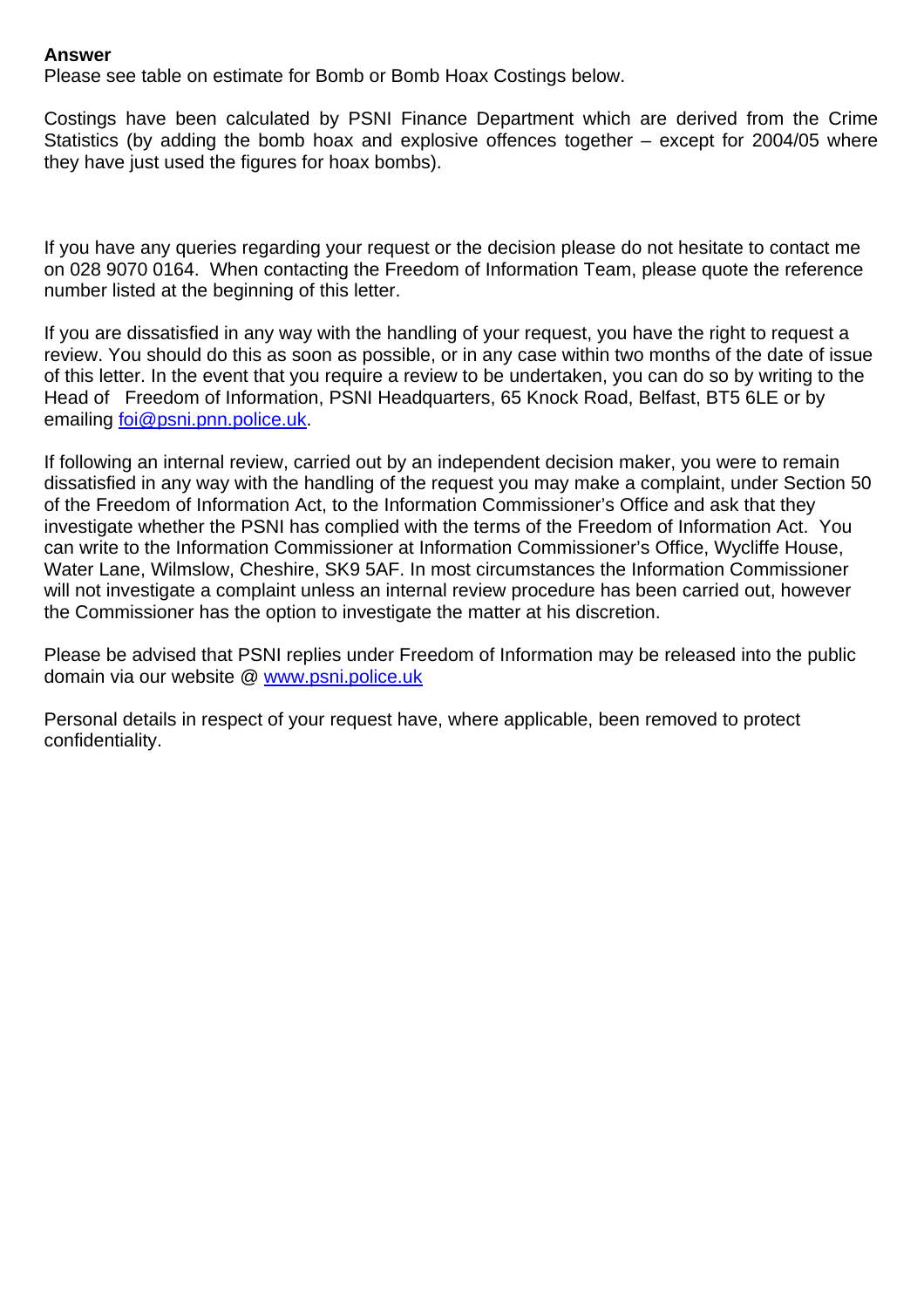**Answer**

Please see table on estimate for Bomb or Bomb Hoax Costings below.

Costings have been calculated by PSNI Finance Department which are derived from the Crime Statistics (by adding the bomb hoax and explosive offences together – except for 2004/05 where they have just used the figures for hoax bombs).

If you have any queries regarding your request or the decision please do not hesitate to contact me on 028 9070 0164. When contacting the Freedom of Information Team, please quote the reference number listed at the beginning of this letter.

If you are dissatisfied in any way with the handling of your request, you have the right to request a review. You should do this as soon as possible, or in any case within two months of the date of issue of this letter. In the event that you require a review to be undertaken, you can do so by writing to the Head of Freedom of Information, PSNI Headquarters, 65 Knock Road, Belfast, BT5 6LE or by emailing foi@psni.pnn.police.uk.

If following an internal review, carried out by an independent decision maker, you were to remain dissatisfied in any way with the handling of the request you may make a complaint, under Section 50 of the Freedom of Information Act, to the Information Commissioner's Office and ask that they investigate whether the PSNI has complied with the terms of the Freedom of Information Act. You can write to the Information Commissioner at Information Commissioner's Office, Wycliffe House, Water Lane, Wilmslow, Cheshire, SK9 5AF. In most circumstances the Information Commissioner will not investigate a complaint unless an internal review procedure has been carried out, however the Commissioner has the option to investigate the matter at his discretion.

Please be advised that PSNI replies under Freedom of Information may be released into the public domain via our website @ www.psni.police.uk

Personal details in respect of your request have, where applicable, been removed to protect confidentiality.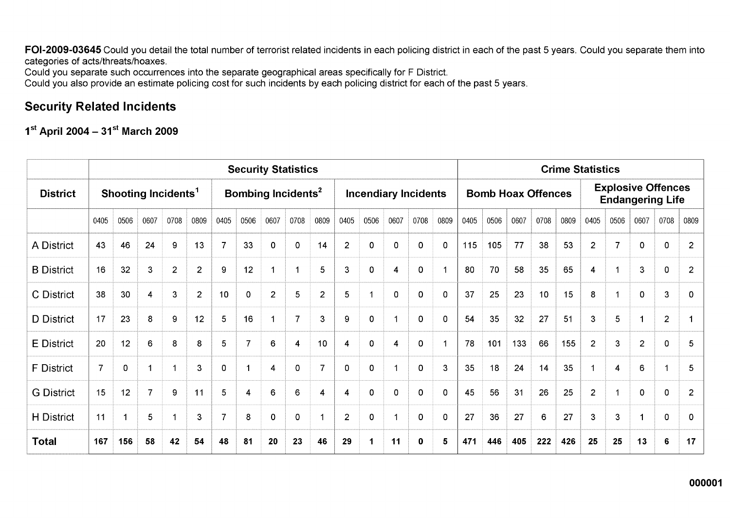**FOI-2009-03645** Could you detail the total number of terrorist related incidents in each policing district in each of the past 5 years. Could you separate them into categories of acts/threats/hoaxes.
Could you separate such occurrences into the separate geographical areas specifically for F District.
Could you also provide an estimate policing cost for such incidents by each policing district for each of the past 5 years.

## Security Related Incidents

### 1st April 2004 – 31st March 2009

| | Security Statistics | | | | | | | | | | | | | | | Crime Statistics | | | | | | | | | |
|---|---|---|---|---|---|---|---|---|---|---|---|---|---|---|---|---|---|---|---|---|---|---|---|---|---|
| **District** | **Shooting Incidents[1]** | | | | | **Bombing Incidents[2]** | | | | | **Incendiary Incidents** | | | | | **Bomb Hoax Offences** | | | | | **Explosive Offences Endangering Life** | | | | |
| | 0405 | 0506 | 0607 | 0708 | 0809 | 0405 | 0506 | 0607 | 0708 | 0809 | 0405 | 0506 | 0607 | 0708 | 0809 | 0405 | 0506 | 0607 | 0708 | 0809 | 0405 | 0506 | 0607 | 0708 | 0809 |
| A District | 43 | 46 | 24 | 9 | 13 | 7 | 33 | 0 | 0 | 14 | 2 | 0 | 0 | 0 | 0 | 115 | 105 | 77 | 38 | 53 | 2 | 7 | 0 | 0 | 2 |
| B District | 16 | 32 | 3 | 2 | 2 | 9 | 12 | 1 | 1 | 5 | 3 | 0 | 4 | 0 | 1 | 80 | 70 | 58 | 35 | 65 | 4 | 1 | 3 | 0 | 2 |
| C District | 38 | 30 | 4 | 3 | 2 | 10 | 0 | 2 | 5 | 2 | 5 | 1 | 0 | 0 | 0 | 37 | 25 | 23 | 10 | 15 | 8 | 1 | 0 | 3 | 0 |
| D District | 17 | 23 | 8 | 9 | 12 | 5 | 16 | 1 | 7 | 3 | 9 | 0 | 1 | 0 | 0 | 54 | 35 | 32 | 27 | 51 | 3 | 5 | 1 | 2 | 1 |
| E District | 20 | 12 | 6 | 8 | 8 | 5 | 7 | 6 | 4 | 10 | 4 | 0 | 4 | 0 | 1 | 78 | 101 | 133 | 66 | 155 | 2 | 3 | 2 | 0 | 5 |
| F District | 7 | 0 | 1 | 1 | 3 | 0 | 1 | 4 | 0 | 7 | 0 | 0 | 1 | 0 | 3 | 35 | 18 | 24 | 14 | 35 | 1 | 4 | 6 | 1 | 5 |
| G District | 15 | 12 | 7 | 9 | 11 | 5 | 4 | 6 | 6 | 4 | 4 | 0 | 0 | 0 | 0 | 45 | 56 | 31 | 26 | 25 | 2 | 1 | 0 | 0 | 2 |
| H District | 11 | 1 | 5 | 1 | 3 | 7 | 8 | 0 | 0 | 1 | 2 | 0 | 1 | 0 | 0 | 27 | 36 | 27 | 6 | 27 | 3 | 3 | 1 | 0 | 0 |
| **Total** | **167** | **156** | **58** | **42** | **54** | **48** | **81** | **20** | **23** | **46** | **29** | **1** | **11** | **0** | **5** | **471** | **446** | **405** | **222** | **426** | **25** | **25** | **13** | **6** | **17** |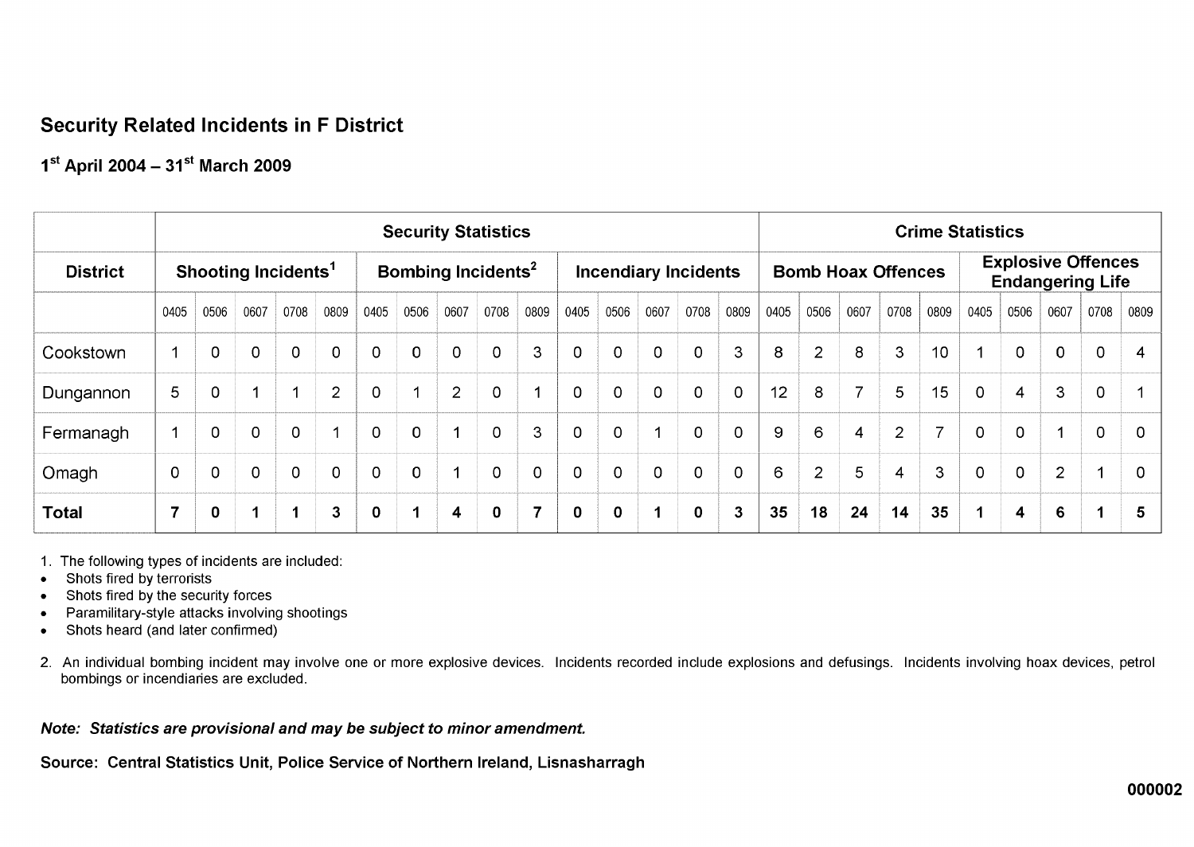## Security Related Incidents in F District

### 1st April 2004 – 31st March 2009

| | Security Statistics | | | | | | | | | | | | | | | Crime Statistics | | | | | | | | | |
|---|---|---|---|---|---|---|---|---|---|---|---|---|---|---|---|---|---|---|---|---|---|---|---|---|---|
| District | Shooting Incidents[1] | | | | | Bombing Incidents[2] | | | | | Incendiary Incidents | | | | | Bomb Hoax Offences | | | | | Explosive Offences Endangering Life | | | | |
| | 0405 | 0506 | 0607 | 0708 | 0809 | 0405 | 0506 | 0607 | 0708 | 0809 | 0405 | 0506 | 0607 | 0708 | 0809 | 0405 | 0506 | 0607 | 0708 | 0809 | 0405 | 0506 | 0607 | 0708 | 0809 |
| Cookstown | 1 | 0 | 0 | 0 | 0 | 0 | 0 | 0 | 0 | 3 | 0 | 0 | 0 | 0 | 3 | 8 | 2 | 8 | 3 | 10 | 1 | 0 | 0 | 0 | 4 |
| Dungannon | 5 | 0 | 1 | 1 | 2 | 0 | 1 | 2 | 0 | 1 | 0 | 0 | 0 | 0 | 0 | 12 | 8 | 7 | 5 | 15 | 0 | 4 | 3 | 0 | 1 |
| Fermanagh | 1 | 0 | 0 | 0 | 1 | 0 | 0 | 1 | 0 | 3 | 0 | 0 | 1 | 0 | 0 | 9 | 6 | 4 | 2 | 7 | 0 | 0 | 1 | 0 | 0 |
| Omagh | 0 | 0 | 0 | 0 | 0 | 0 | 0 | 1 | 0 | 0 | 0 | 0 | 0 | 0 | 0 | 6 | 2 | 5 | 4 | 3 | 0 | 0 | 2 | 1 | 0 |
| **Total** | **7** | **0** | **1** | **1** | **3** | **0** | **1** | **4** | **0** | **7** | **0** | **0** | **1** | **0** | **3** | **35** | **18** | **24** | **14** | **35** | **1** | **4** | **6** | **1** | **5** |

1. The following types of incidents are included:
- Shots fired by terrorists
- Shots fired by the security forces
- Paramilitary-style attacks involving shootings
- Shots heard (and later confirmed)

2. An individual bombing incident may involve one or more explosive devices. Incidents recorded include explosions and defusings. Incidents involving hoax devices, petrol bombings or incendiaries are excluded.

***Note: Statistics are provisional and may be subject to minor amendment.***

**Source: Central Statistics Unit, Police Service of Northern Ireland, Lisnasharragh**

**000002**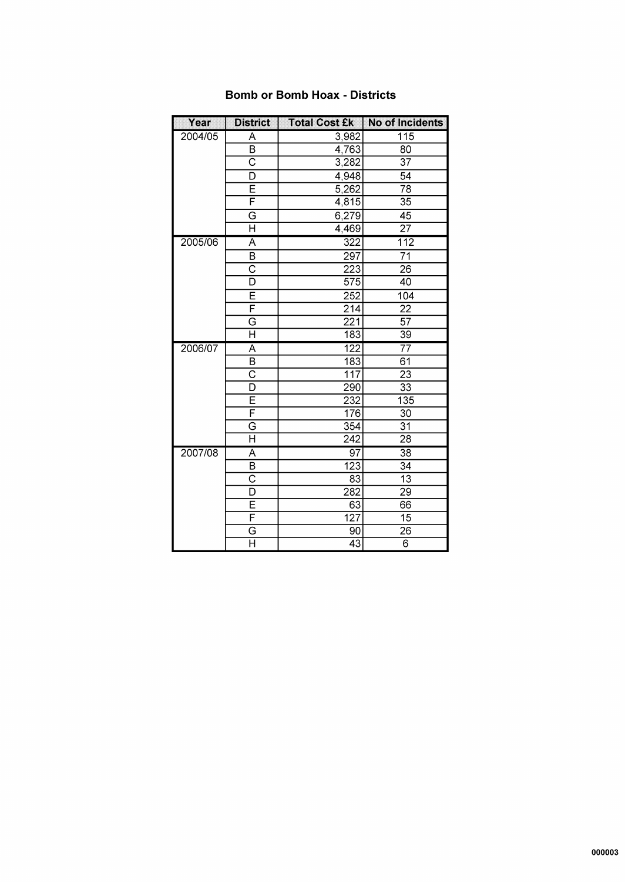## Bomb or Bomb Hoax - Districts

| Year | District | Total Cost £k | No of Incidents |
|---|---|---|---|
| 2004/05 | A | 3,982 | 115 |
| | B | 4,763 | 80 |
| | C | 3,282 | 37 |
| | D | 4,948 | 54 |
| | E | 5,262 | 78 |
| | F | 4,815 | 35 |
| | G | 6,279 | 45 |
| | H | 4,469 | 27 |
| 2005/06 | A | 322 | 112 |
| | B | 297 | 71 |
| | C | 223 | 26 |
| | D | 575 | 40 |
| | E | 252 | 104 |
| | F | 214 | 22 |
| | G | 221 | 57 |
| | H | 183 | 39 |
| 2006/07 | A | 122 | 77 |
| | B | 183 | 61 |
| | C | 117 | 23 |
| | D | 290 | 33 |
| | E | 232 | 135 |
| | F | 176 | 30 |
| | G | 354 | 31 |
| | H | 242 | 28 |
| 2007/08 | A | 97 | 38 |
| | B | 123 | 34 |
| | C | 83 | 13 |
| | D | 282 | 29 |
| | E | 63 | 66 |
| | F | 127 | 15 |
| | G | 90 | 26 |
| | H | 43 | 6 |

000003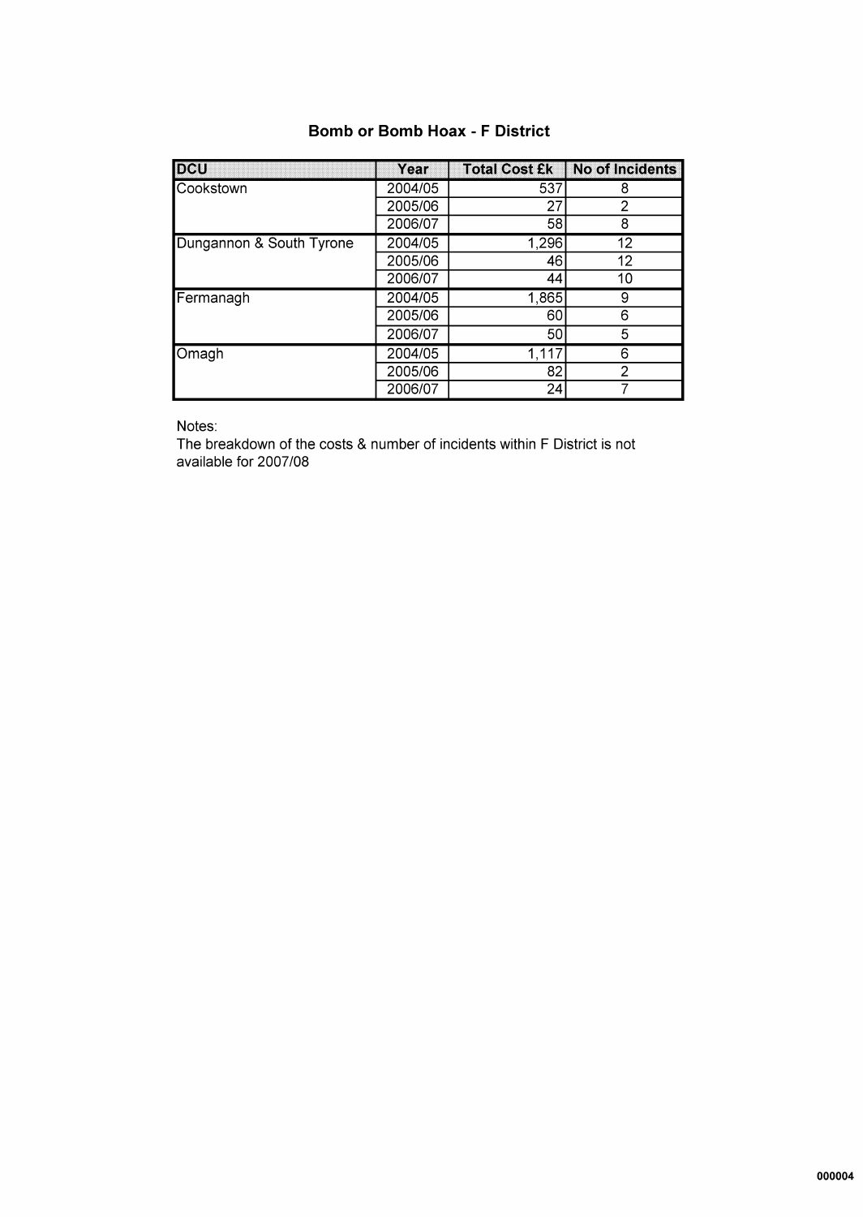### Bomb or Bomb Hoax - F District

| DCU | Year | Total Cost £k | No of Incidents |
|---|---|---|---|
| Cookstown | 2004/05 | 537 | 8 |
| | 2005/06 | 27 | 2 |
| | 2006/07 | 58 | 8 |
| Dungannon & South Tyrone | 2004/05 | 1,296 | 12 |
| | 2005/06 | 46 | 12 |
| | 2006/07 | 44 | 10 |
| Fermanagh | 2004/05 | 1,865 | 9 |
| | 2005/06 | 60 | 6 |
| | 2006/07 | 50 | 5 |
| Omagh | 2004/05 | 1,117 | 6 |
| | 2005/06 | 82 | 2 |
| | 2006/07 | 24 | 7 |

Notes:
The breakdown of the costs & number of incidents within F District is not available for 2007/08

000004